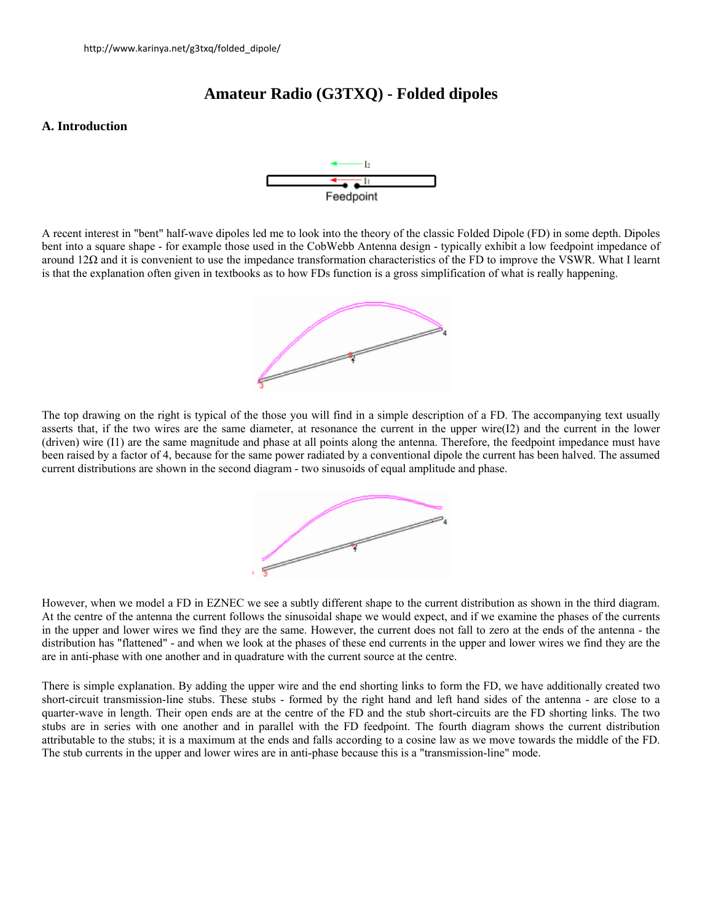# Amateur Radio (G3TXQ) - Folded dipoles

## A. Introduction

A recent interest in "bent" half-wave dipoles led me to look into the theory of the classic Folded Dipole (FD) in some depth. Dipoles bent into a square shape - for example those used in the CobWebb Antenna design - typically exhibit a low feedpoint impedance of around 12Ω and it is convenient to use the impedance transformation characteristics of the FD to improve the VSWR. What I learnt is that the explanation often given in textbooks as to how FDs function is a gross simplification of what is really happening.

The top drawing on the right is typical of the those you will find in a simple description of a FD. The accompanying text usually asserts that, if the two wires are the same diameter, at resonance the current in the upper wire(I2) and the current in the lower (driven) wire (I1) are the same magnitude and phase at all points along the antenna. Therefore, the feedpoint impedance must have been raised by a factor of 4, because for the same power radiated by a conventional dipole the current has been halved. The assumed current distributions are shown in the second diagram - two sinusoids of equal amplitude and phase.

However, when we model a FD in EZNEC we see a subtly different shape to the current distribution as shown in the third diagram. At the centre of the antenna the current follows the sinusoidal shape we would expect, and if we examine the phases of the currents in the upper and lower wires we find they are the same. However, the current does not fall to zero at the ends of the antenna - the distribution has "flattened" - and when we look at the phases of these end currents in the upper and lower wires we find they are the are in anti-phase with one another and in quadrature with the current source at the centre.

There is simple explanation. By adding the upper wire and the end shorting links to form the FD, we have additionally created two short-circuit transmission-line stubs. These stubs - formed by the right hand and left hand sides of the antenna - are close to a quarter-wave in length. Their open ends are at the centre of the FD and the stub short-circuits are the FD shorting links. The two stubs are in series with one another and in parallel with the FD feedpoint. The fourth diagram shows the current distribution attributable to the stubs; it is a maximum at the ends and falls according to a cosine law as we move towards the middle of the FD. The stub currents in the upper and lower wires are in anti-phase because this is a "transmission-line" mode.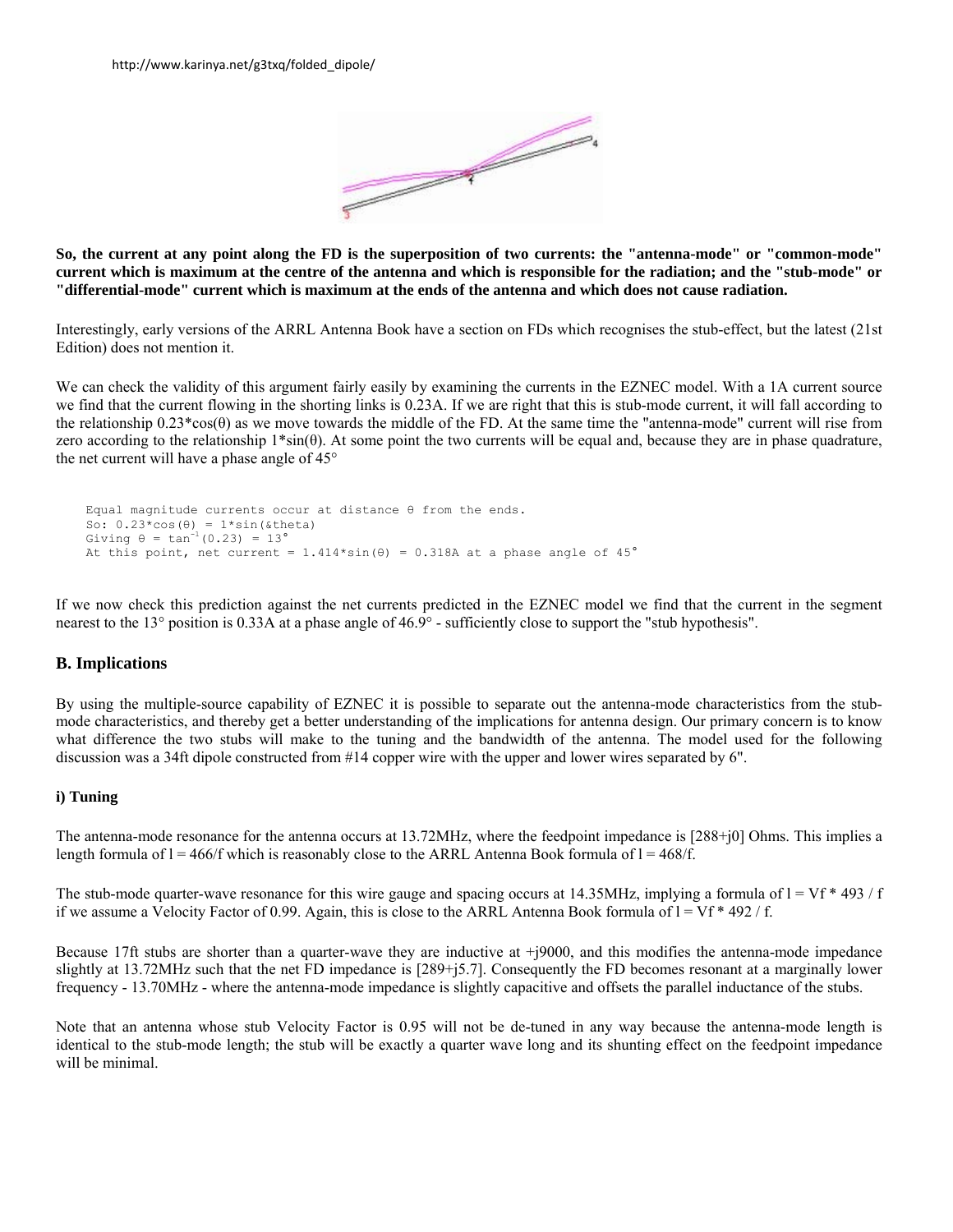http://www.karinya.net/g3txq/folded_dipole/

**So, the current at any point along the FD is the superposition of two currents: the "antenna-mode" or "common-mode" current which is maximum at the centre of the antenna and which is responsible for the radiation; and the "stub-mode" or "differential-mode" current which is maximum at the ends of the antenna and which does not cause radiation.**

Interestingly, early versions of the ARRL Antenna Book have a section on FDs which recognises the stub-effect, but the latest (21st Edition) does not mention it.

We can check the validity of this argument fairly easily by examining the currents in the EZNEC model. With a 1A current source we find that the current flowing in the shorting links is 0.23A. If we are right that this is stub-mode current, it will fall according to the relationship 0.23\*cos(θ) as we move towards the middle of the FD. At the same time the "antenna-mode" current will rise from zero according to the relationship 1\*sin(θ). At some point the two currents will be equal and, because they are in phase quadrature, the net current will have a phase angle of 45°

```
Equal magnitude currents occur at distance θ from the ends.
So: 0.23*cos(θ) = 1*sin(&theta)
Giving θ = tan-1(0.23) = 13°
At this point, net current = 1.414*sin(θ) = 0.318A at a phase angle of 45°
```

If we now check this prediction against the net currents predicted in the EZNEC model we find that the current in the segment nearest to the 13° position is 0.33A at a phase angle of 46.9° - sufficiently close to support the "stub hypothesis".

## B. Implications

By using the multiple-source capability of EZNEC it is possible to separate out the antenna-mode characteristics from the stub-mode characteristics, and thereby get a better understanding of the implications for antenna design. Our primary concern is to know what difference the two stubs will make to the tuning and the bandwidth of the antenna. The model used for the following discussion was a 34ft dipole constructed from #14 copper wire with the upper and lower wires separated by 6".

### i) Tuning

The antenna-mode resonance for the antenna occurs at 13.72MHz, where the feedpoint impedance is [288+j0] Ohms. This implies a length formula of l = 466/f which is reasonably close to the ARRL Antenna Book formula of l = 468/f.

The stub-mode quarter-wave resonance for this wire gauge and spacing occurs at 14.35MHz, implying a formula of l = Vf \* 493 / f if we assume a Velocity Factor of 0.99. Again, this is close to the ARRL Antenna Book formula of l = Vf \* 492 / f.

Because 17ft stubs are shorter than a quarter-wave they are inductive at +j9000, and this modifies the antenna-mode impedance slightly at 13.72MHz such that the net FD impedance is [289+j5.7]. Consequently the FD becomes resonant at a marginally lower frequency - 13.70MHz - where the antenna-mode impedance is slightly capacitive and offsets the parallel inductance of the stubs.

Note that an antenna whose stub Velocity Factor is 0.95 will not be de-tuned in any way because the antenna-mode length is identical to the stub-mode length; the stub will be exactly a quarter wave long and its shunting effect on the feedpoint impedance will be minimal.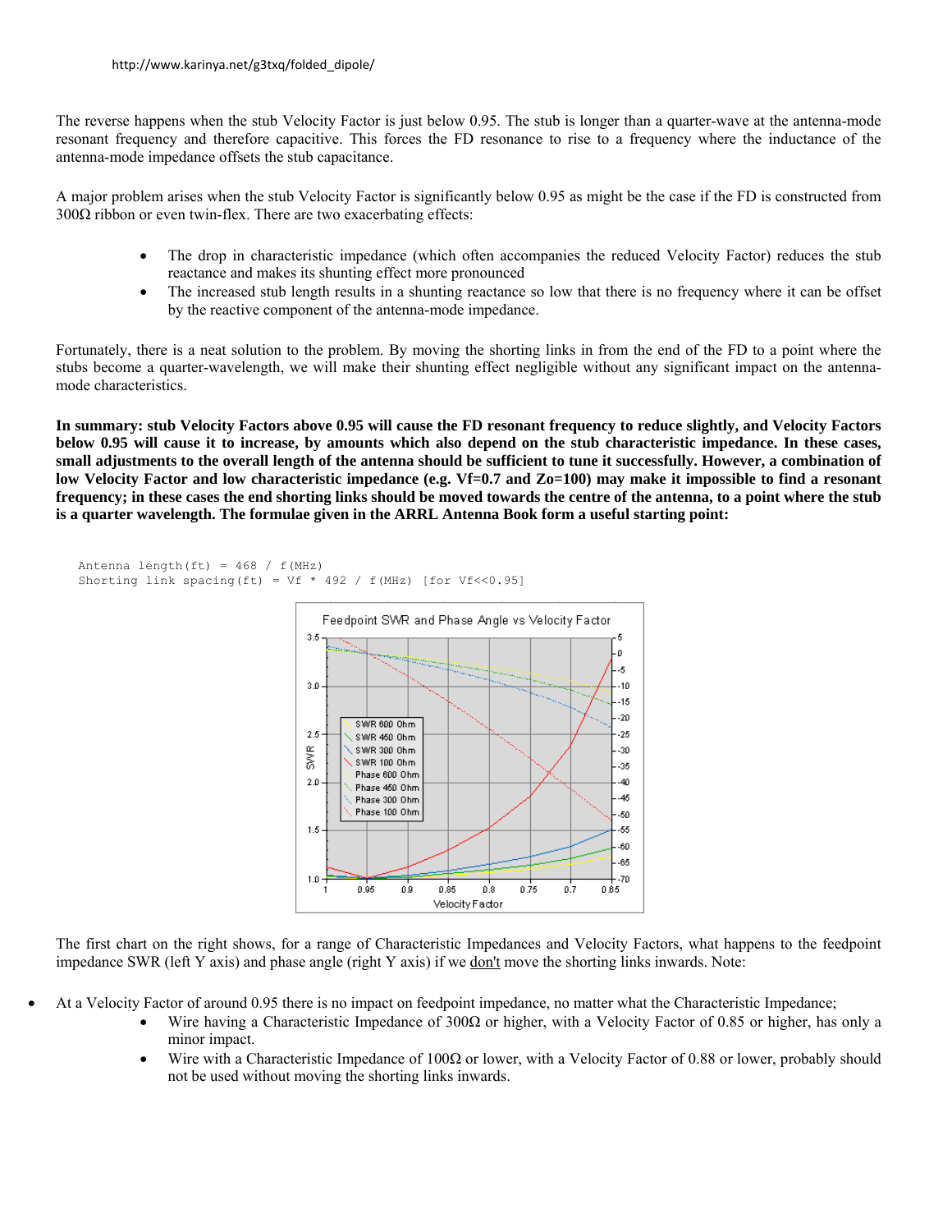http://www.karinya.net/g3txq/folded_dipole/

The reverse happens when the stub Velocity Factor is just below 0.95. The stub is longer than a quarter-wave at the antenna-mode resonant frequency and therefore capacitive. This forces the FD resonance to rise to a frequency where the inductance of the antenna-mode impedance offsets the stub capacitance.

A major problem arises when the stub Velocity Factor is significantly below 0.95 as might be the case if the FD is constructed from 300Ω ribbon or even twin-flex. There are two exacerbating effects:

- The drop in characteristic impedance (which often accompanies the reduced Velocity Factor) reduces the stub reactance and makes its shunting effect more pronounced
- The increased stub length results in a shunting reactance so low that there is no frequency where it can be offset by the reactive component of the antenna-mode impedance.

Fortunately, there is a neat solution to the problem. By moving the shorting links in from the end of the FD to a point where the stubs become a quarter-wavelength, we will make their shunting effect negligible without any significant impact on the antenna-mode characteristics.

**In summary: stub Velocity Factors above 0.95 will cause the FD resonant frequency to reduce slightly, and Velocity Factors below 0.95 will cause it to increase, by amounts which also depend on the stub characteristic impedance. In these cases, small adjustments to the overall length of the antenna should be sufficient to tune it successfully. However, a combination of low Velocity Factor and low characteristic impedance (e.g. Vf=0.7 and Zo=100) may make it impossible to find a resonant frequency; in these cases the end shorting links should be moved towards the centre of the antenna, to a point where the stub is a quarter wavelength. The formulae given in the ARRL Antenna Book form a useful starting point:**

```
Antenna length(ft) = 468 / f(MHz)
Shorting link spacing(ft) = Vf * 492 / f(MHz)  [for Vf<<0.95]
```

The first chart on the right shows, for a range of Characteristic Impedances and Velocity Factors, what happens to the feedpoint impedance SWR (left Y axis) and phase angle (right Y axis) if we <u>don't</u> move the shorting links inwards. Note:

- At a Velocity Factor of around 0.95 there is no impact on feedpoint impedance, no matter what the Characteristic Impedance;
  - Wire having a Characteristic Impedance of 300Ω or higher, with a Velocity Factor of 0.85 or higher, has only a minor impact.
  - Wire with a Characteristic Impedance of 100Ω or lower, with a Velocity Factor of 0.88 or lower, probably should not be used without moving the shorting links inwards.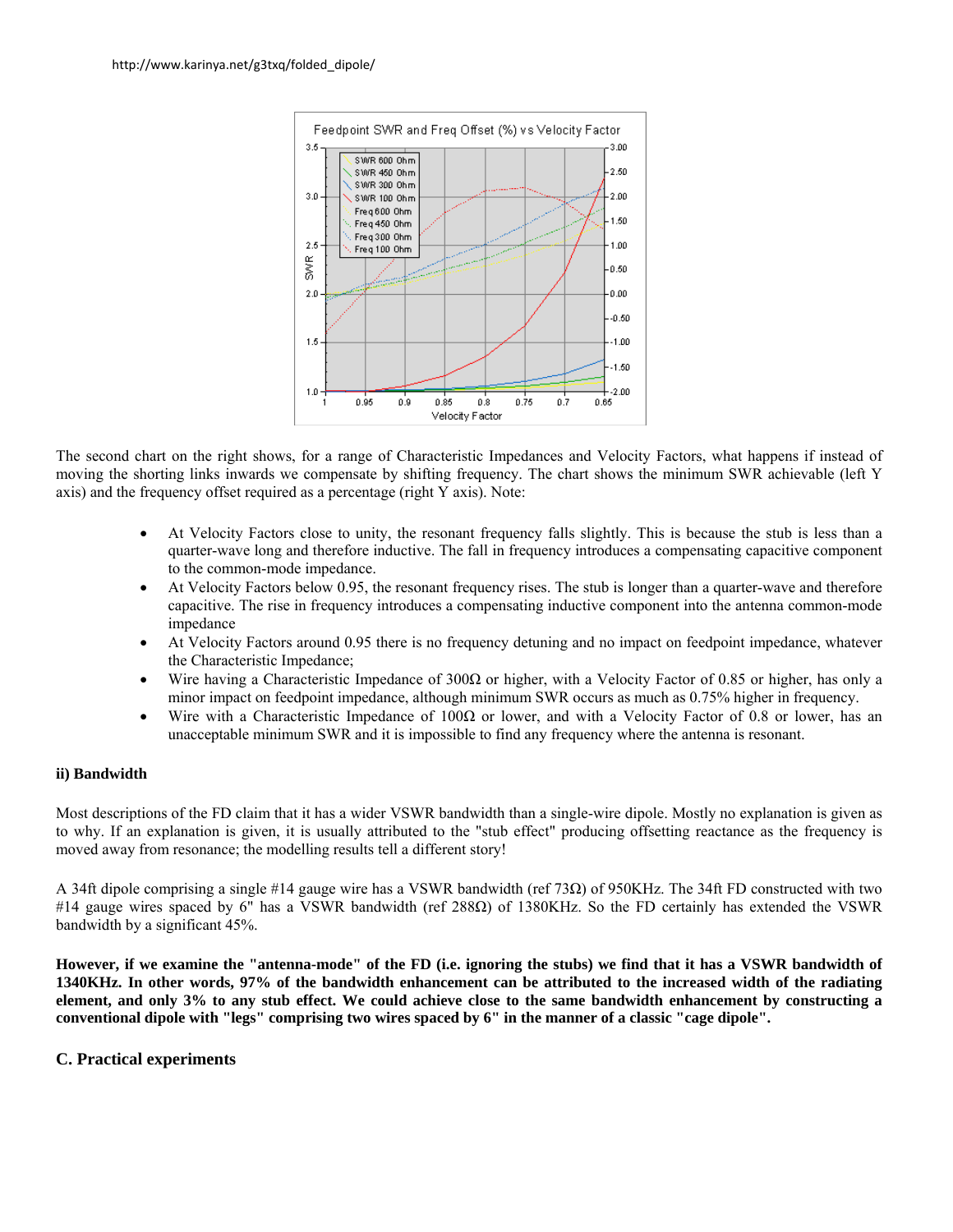The second chart on the right shows, for a range of Characteristic Impedances and Velocity Factors, what happens if instead of moving the shorting links inwards we compensate by shifting frequency. The chart shows the minimum SWR achievable (left Y axis) and the frequency offset required as a percentage (right Y axis). Note:

- At Velocity Factors close to unity, the resonant frequency falls slightly. This is because the stub is less than a quarter-wave long and therefore inductive. The fall in frequency introduces a compensating capacitive component to the common-mode impedance.
- At Velocity Factors below 0.95, the resonant frequency rises. The stub is longer than a quarter-wave and therefore capacitive. The rise in frequency introduces a compensating inductive component into the antenna common-mode impedance
- At Velocity Factors around 0.95 there is no frequency detuning and no impact on feedpoint impedance, whatever the Characteristic Impedance;
- Wire having a Characteristic Impedance of 300Ω or higher, with a Velocity Factor of 0.85 or higher, has only a minor impact on feedpoint impedance, although minimum SWR occurs as much as 0.75% higher in frequency.
- Wire with a Characteristic Impedance of 100Ω or lower, and with a Velocity Factor of 0.8 or lower, has an unacceptable minimum SWR and it is impossible to find any frequency where the antenna is resonant.

### ii) Bandwidth

Most descriptions of the FD claim that it has a wider VSWR bandwidth than a single-wire dipole. Mostly no explanation is given as to why. If an explanation is given, it is usually attributed to the "stub effect" producing offsetting reactance as the frequency is moved away from resonance; the modelling results tell a different story!

A 34ft dipole comprising a single #14 gauge wire has a VSWR bandwidth (ref 73Ω) of 950KHz. The 34ft FD constructed with two #14 gauge wires spaced by 6" has a VSWR bandwidth (ref 288Ω) of 1380KHz. So the FD certainly has extended the VSWR bandwidth by a significant 45%.

**However, if we examine the "antenna-mode" of the FD (i.e. ignoring the stubs) we find that it has a VSWR bandwidth of 1340KHz. In other words, 97% of the bandwidth enhancement can be attributed to the increased width of the radiating element, and only 3% to any stub effect. We could achieve close to the same bandwidth enhancement by constructing a conventional dipole with "legs" comprising two wires spaced by 6" in the manner of a classic "cage dipole".**

## C. Practical experiments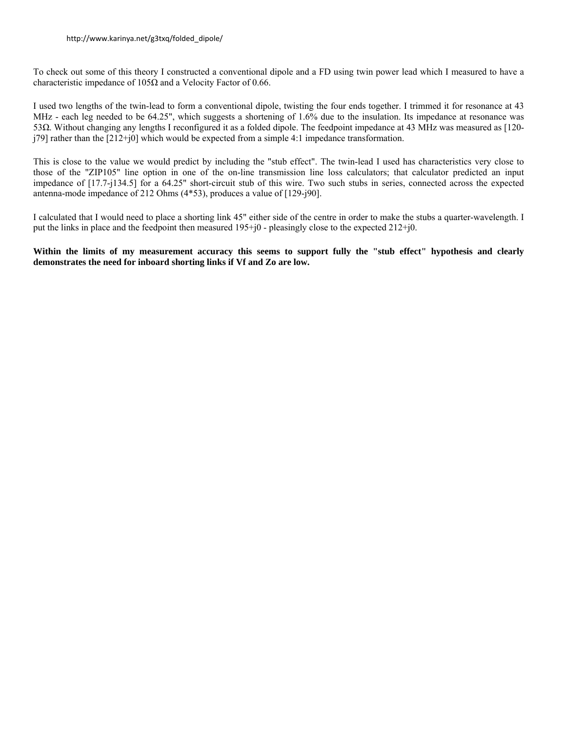http://www.karinya.net/g3txq/folded_dipole/

To check out some of this theory I constructed a conventional dipole and a FD using twin power lead which I measured to have a characteristic impedance of 105Ω and a Velocity Factor of 0.66.

I used two lengths of the twin-lead to form a conventional dipole, twisting the four ends together. I trimmed it for resonance at 43 MHz - each leg needed to be 64.25", which suggests a shortening of 1.6% due to the insulation. Its impedance at resonance was 53Ω. Without changing any lengths I reconfigured it as a folded dipole. The feedpoint impedance at 43 MHz was measured as [120-j79] rather than the [212+j0] which would be expected from a simple 4:1 impedance transformation.

This is close to the value we would predict by including the "stub effect". The twin-lead I used has characteristics very close to those of the "ZIP105" line option in one of the on-line transmission line loss calculators; that calculator predicted an input impedance of [17.7-j134.5] for a 64.25" short-circuit stub of this wire. Two such stubs in series, connected across the expected antenna-mode impedance of 212 Ohms (4*53), produces a value of [129-j90].

I calculated that I would need to place a shorting link 45" either side of the centre in order to make the stubs a quarter-wavelength. I put the links in place and the feedpoint then measured 195+j0 - pleasingly close to the expected 212+j0.

**Within the limits of my measurement accuracy this seems to support fully the "stub effect" hypothesis and clearly demonstrates the need for inboard shorting links if Vf and Zo are low.**